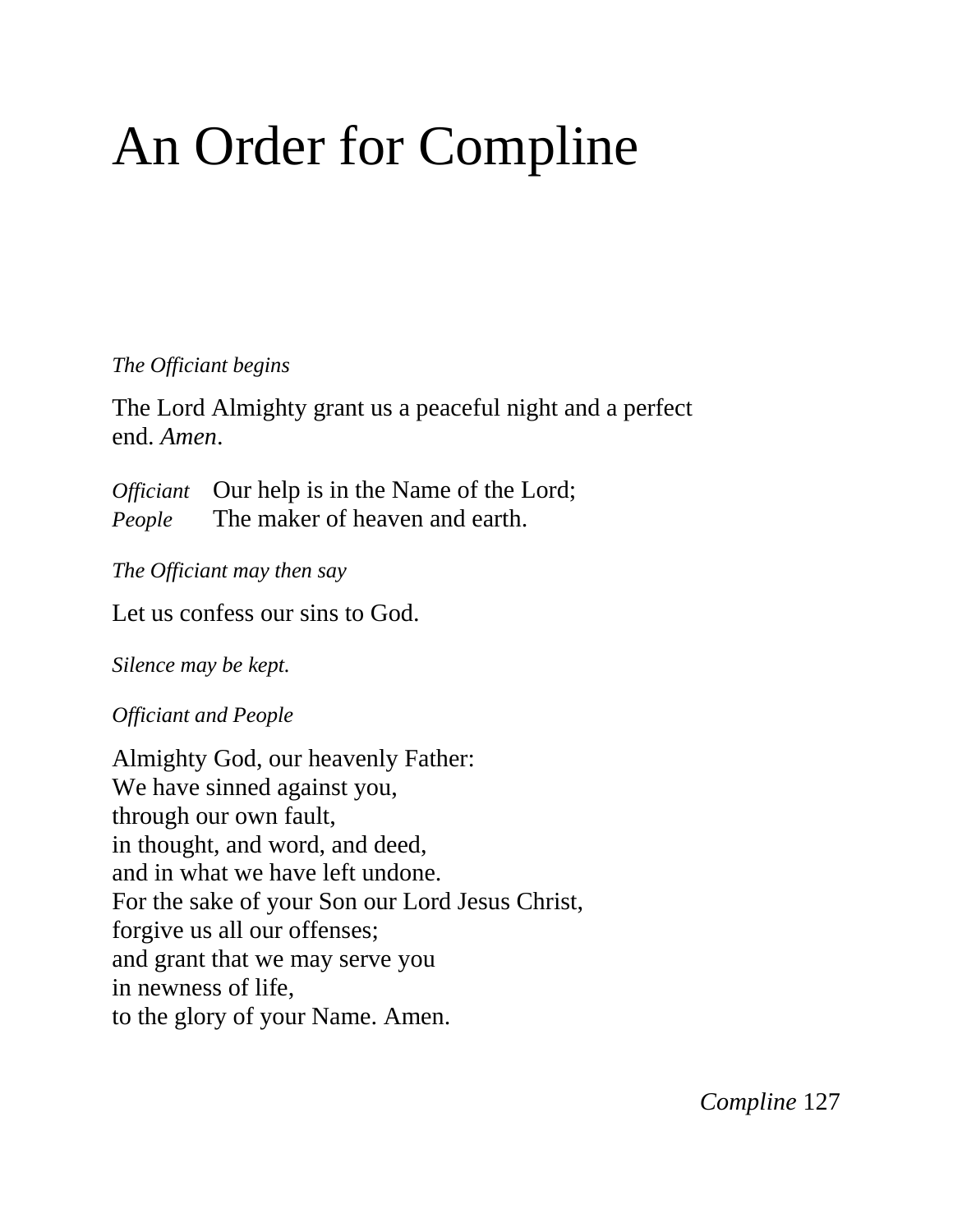# An Order for Compline

*The Officiant begins*

The Lord Almighty grant us a peaceful night and a perfect end. *Amen*.

*Officiant* Our help is in the Name of the Lord;
*People* The maker of heaven and earth.

*The Officiant may then say*

Let us confess our sins to God.

*Silence may be kept.*

*Officiant and People*

Almighty God, our heavenly Father:
We have sinned against you,
through our own fault,
in thought, and word, and deed,
and in what we have left undone.
For the sake of your Son our Lord Jesus Christ,
forgive us all our offenses;
and grant that we may serve you
in newness of life,
to the glory of your Name. Amen.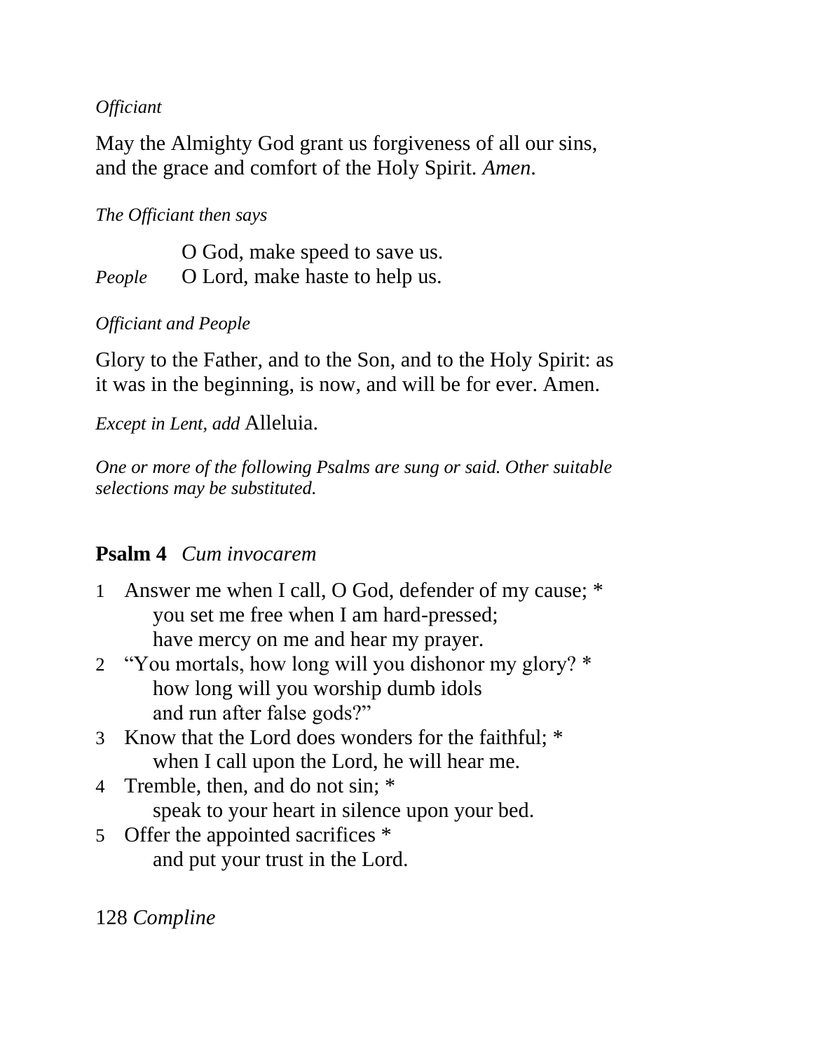*Officiant*

May the Almighty God grant us forgiveness of all our sins, and the grace and comfort of the Holy Spirit. *Amen*.

*The Officiant then says*

O God, make speed to save us.
*People* O Lord, make haste to help us.

*Officiant and People*

Glory to the Father, and to the Son, and to the Holy Spirit: as it was in the beginning, is now, and will be for ever. Amen.

*Except in Lent, add* Alleluia.

*One or more of the following Psalms are sung or said. Other suitable selections may be substituted.*

## **Psalm 4** *Cum invocarem*

1 Answer me when I call, O God, defender of my cause; *
you set me free when I am hard-pressed;
have mercy on me and hear my prayer.
2 "You mortals, how long will you dishonor my glory? *
how long will you worship dumb idols
and run after false gods?"
3 Know that the Lord does wonders for the faithful; *
when I call upon the Lord, he will hear me.
4 Tremble, then, and do not sin; *
speak to your heart in silence upon your bed.
5 Offer the appointed sacrifices *
and put your trust in the Lord.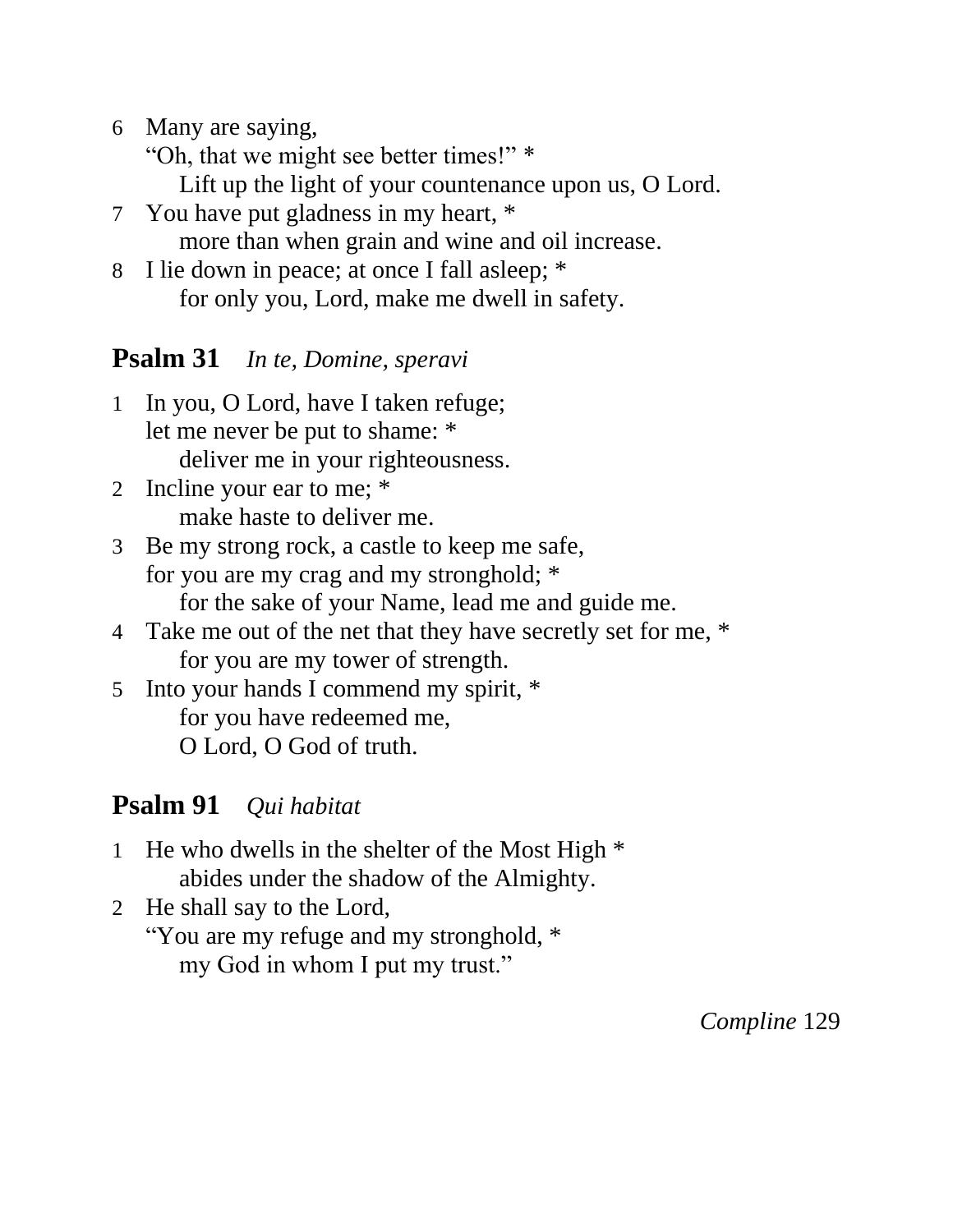6 Many are saying,
"Oh, that we might see better times!" *
  Lift up the light of your countenance upon us, O Lord.

7 You have put gladness in my heart, *
  more than when grain and wine and oil increase.

8 I lie down in peace; at once I fall asleep; *
  for only you, Lord, make me dwell in safety.

## **Psalm 31** *In te, Domine, speravi*

1 In you, O Lord, have I taken refuge;
let me never be put to shame: *
  deliver me in your righteousness.

2 Incline your ear to me; *
  make haste to deliver me.

3 Be my strong rock, a castle to keep me safe,
for you are my crag and my stronghold; *
  for the sake of your Name, lead me and guide me.

4 Take me out of the net that they have secretly set for me, *
  for you are my tower of strength.

5 Into your hands I commend my spirit, *
  for you have redeemed me,
  O Lord, O God of truth.

## **Psalm 91** *Qui habitat*

1 He who dwells in the shelter of the Most High *
  abides under the shadow of the Almighty.

2 He shall say to the Lord,
"You are my refuge and my stronghold, *
  my God in whom I put my trust."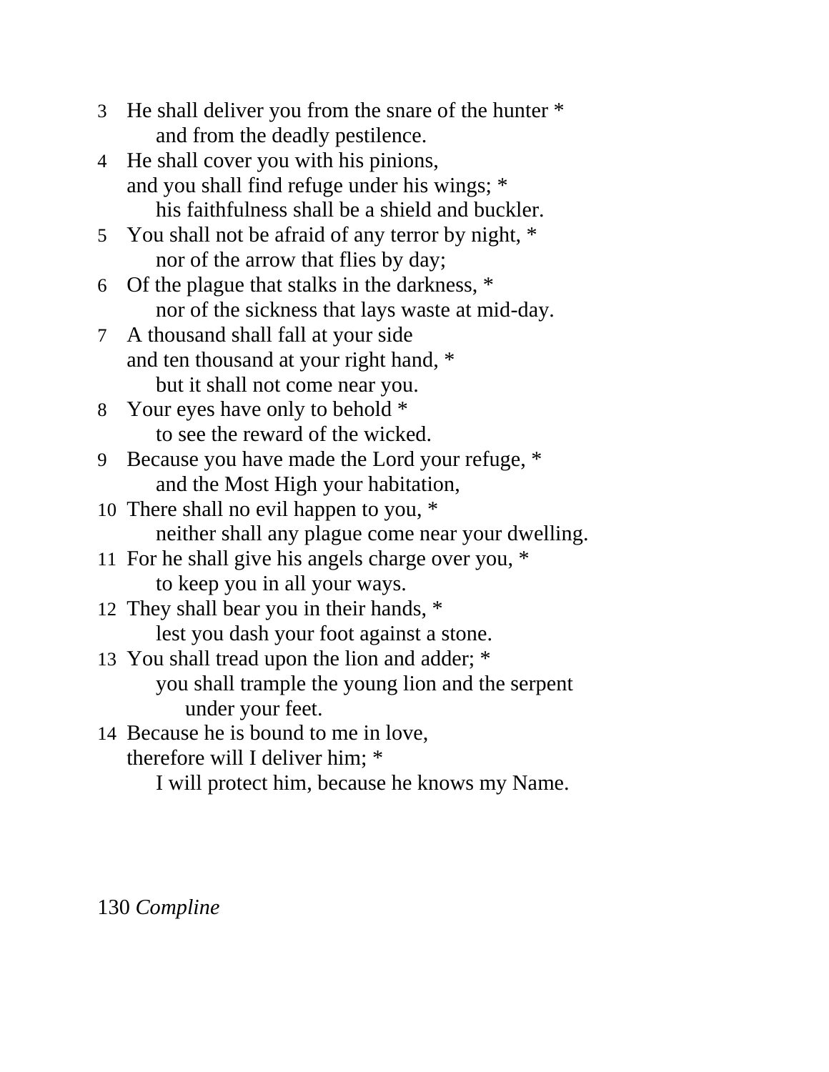3 He shall deliver you from the snare of the hunter *
    and from the deadly pestilence.
4 He shall cover you with his pinions,
  and you shall find refuge under his wings; *
    his faithfulness shall be a shield and buckler.
5 You shall not be afraid of any terror by night, *
    nor of the arrow that flies by day;
6 Of the plague that stalks in the darkness, *
    nor of the sickness that lays waste at mid-day.
7 A thousand shall fall at your side
  and ten thousand at your right hand, *
    but it shall not come near you.
8 Your eyes have only to behold *
    to see the reward of the wicked.
9 Because you have made the Lord your refuge, *
    and the Most High your habitation,
10 There shall no evil happen to you, *
    neither shall any plague come near your dwelling.
11 For he shall give his angels charge over you, *
    to keep you in all your ways.
12 They shall bear you in their hands, *
    lest you dash your foot against a stone.
13 You shall tread upon the lion and adder; *
    you shall trample the young lion and the serpent
      under your feet.
14 Because he is bound to me in love,
  therefore will I deliver him; *
    I will protect him, because he knows my Name.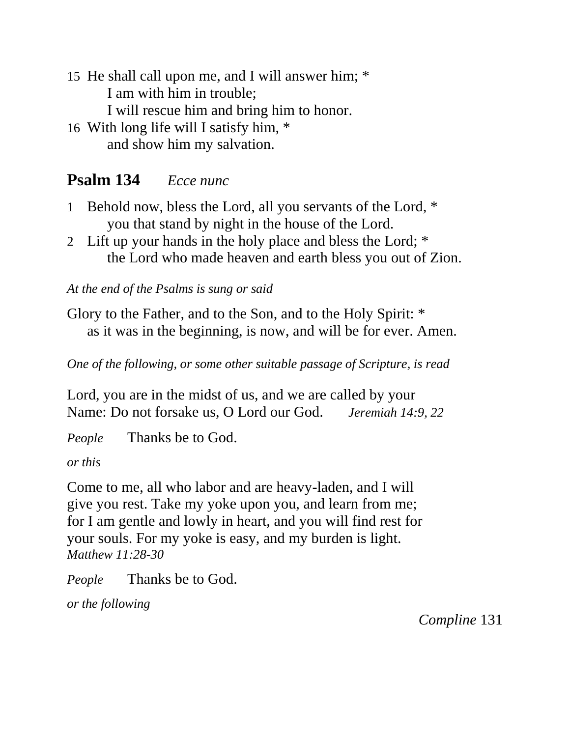15  He shall call upon me, and I will answer him; *
        I am with him in trouble;
        I will rescue him and bring him to honor.
16  With long life will I satisfy him, *
        and show him my salvation.

## Psalm 134 *Ecce nunc*

1   Behold now, bless the Lord, all you servants of the Lord, *
        you that stand by night in the house of the Lord.
2   Lift up your hands in the holy place and bless the Lord; *
        the Lord who made heaven and earth bless you out of Zion.

*At the end of the Psalms is sung or said*

Glory to the Father, and to the Son, and to the Holy Spirit: *
    as it was in the beginning, is now, and will be for ever. Amen.

*One of the following, or some other suitable passage of Scripture, is read*

Lord, you are in the midst of us, and we are called by your Name: Do not forsake us, O Lord our God. *Jeremiah 14:9, 22*

*People* Thanks be to God.

*or this*

Come to me, all who labor and are heavy-laden, and I will give you rest. Take my yoke upon you, and learn from me; for I am gentle and lowly in heart, and you will find rest for your souls. For my yoke is easy, and my burden is light.
*Matthew 11:28-30*

*People* Thanks be to God.

*or the following*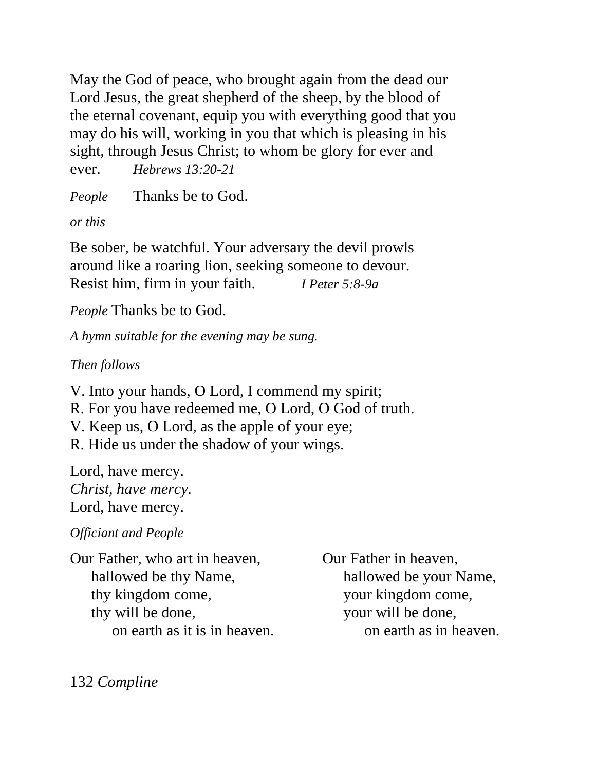May the God of peace, who brought again from the dead our Lord Jesus, the great shepherd of the sheep, by the blood of the eternal covenant, equip you with everything good that you may do his will, working in you that which is pleasing in his sight, through Jesus Christ; to whom be glory for ever and ever. *Hebrews 13:20-21*

*People* Thanks be to God.

*or this*

Be sober, be watchful. Your adversary the devil prowls around like a roaring lion, seeking someone to devour. Resist him, firm in your faith. *I Peter 5:8-9a*

*People* Thanks be to God.

*A hymn suitable for the evening may be sung.*

*Then follows*

V. Into your hands, O Lord, I commend my spirit;
R. For you have redeemed me, O Lord, O God of truth.
V. Keep us, O Lord, as the apple of your eye;
R. Hide us under the shadow of your wings.

Lord, have mercy.
*Christ, have mercy.*
Lord, have mercy.

*Officiant and People*

Our Father, who art in heaven,
  hallowed be thy Name,
  thy kingdom come,
  thy will be done,
    on earth as it is in heaven.

Our Father in heaven,
  hallowed be your Name,
  your kingdom come,
  your will be done,
    on earth as in heaven.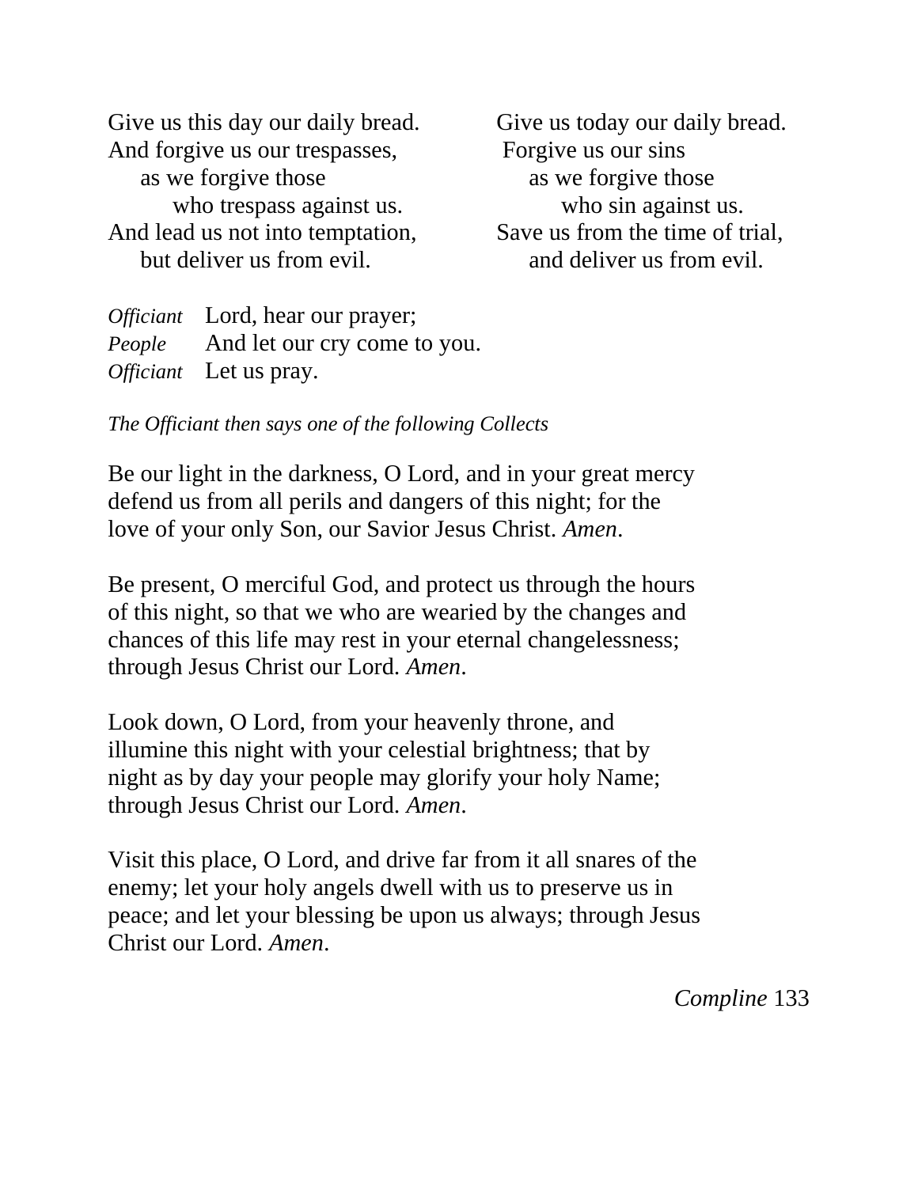Give us this day our daily bread.
And forgive us our trespasses,
  as we forgive those
    who trespass against us.
And lead us not into temptation,
  but deliver us from evil.

Give us today our daily bread.
Forgive us our sins
  as we forgive those
    who sin against us.
Save us from the time of trial,
  and deliver us from evil.

*Officiant* Lord, hear our prayer;
*People* And let our cry come to you.
*Officiant* Let us pray.

*The Officiant then says one of the following Collects*

Be our light in the darkness, O Lord, and in your great mercy defend us from all perils and dangers of this night; for the love of your only Son, our Savior Jesus Christ. *Amen*.

Be present, O merciful God, and protect us through the hours of this night, so that we who are wearied by the changes and chances of this life may rest in your eternal changelessness; through Jesus Christ our Lord. *Amen*.

Look down, O Lord, from your heavenly throne, and illumine this night with your celestial brightness; that by night as by day your people may glorify your holy Name; through Jesus Christ our Lord. *Amen*.

Visit this place, O Lord, and drive far from it all snares of the enemy; let your holy angels dwell with us to preserve us in peace; and let your blessing be upon us always; through Jesus Christ our Lord. *Amen*.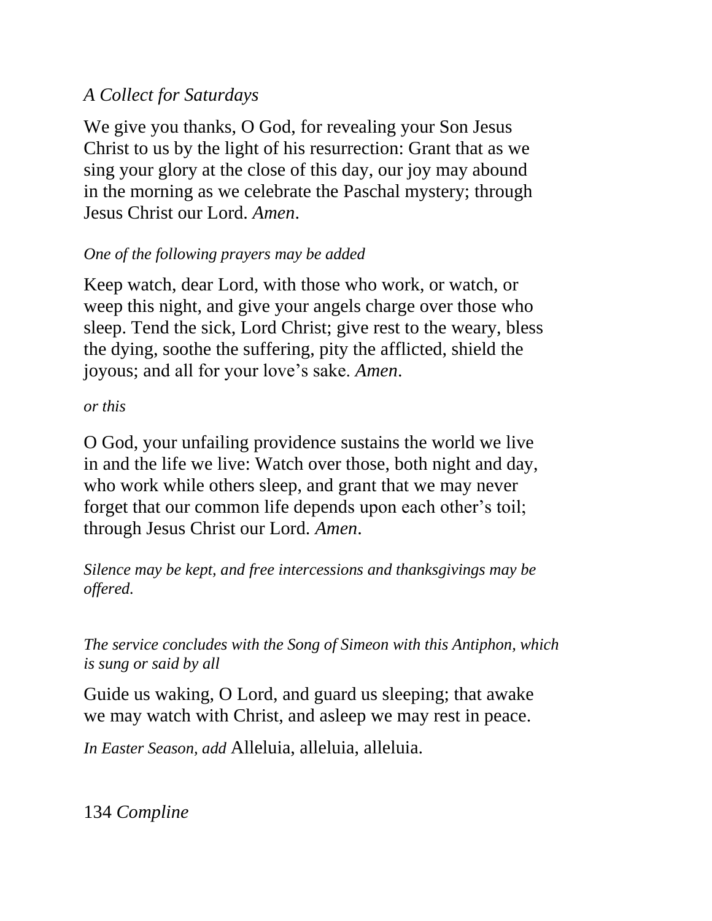*A Collect for Saturdays*

We give you thanks, O God, for revealing your Son Jesus Christ to us by the light of his resurrection: Grant that as we sing your glory at the close of this day, our joy may abound in the morning as we celebrate the Paschal mystery; through Jesus Christ our Lord. *Amen*.

*One of the following prayers may be added*

Keep watch, dear Lord, with those who work, or watch, or weep this night, and give your angels charge over those who sleep. Tend the sick, Lord Christ; give rest to the weary, bless the dying, soothe the suffering, pity the afflicted, shield the joyous; and all for your love's sake. *Amen*.

*or this*

O God, your unfailing providence sustains the world we live in and the life we live: Watch over those, both night and day, who work while others sleep, and grant that we may never forget that our common life depends upon each other's toil; through Jesus Christ our Lord. *Amen*.

*Silence may be kept, and free intercessions and thanksgivings may be offered.*

*The service concludes with the Song of Simeon with this Antiphon, which is sung or said by all*

Guide us waking, O Lord, and guard us sleeping; that awake we may watch with Christ, and asleep we may rest in peace.

*In Easter Season, add* Alleluia, alleluia, alleluia.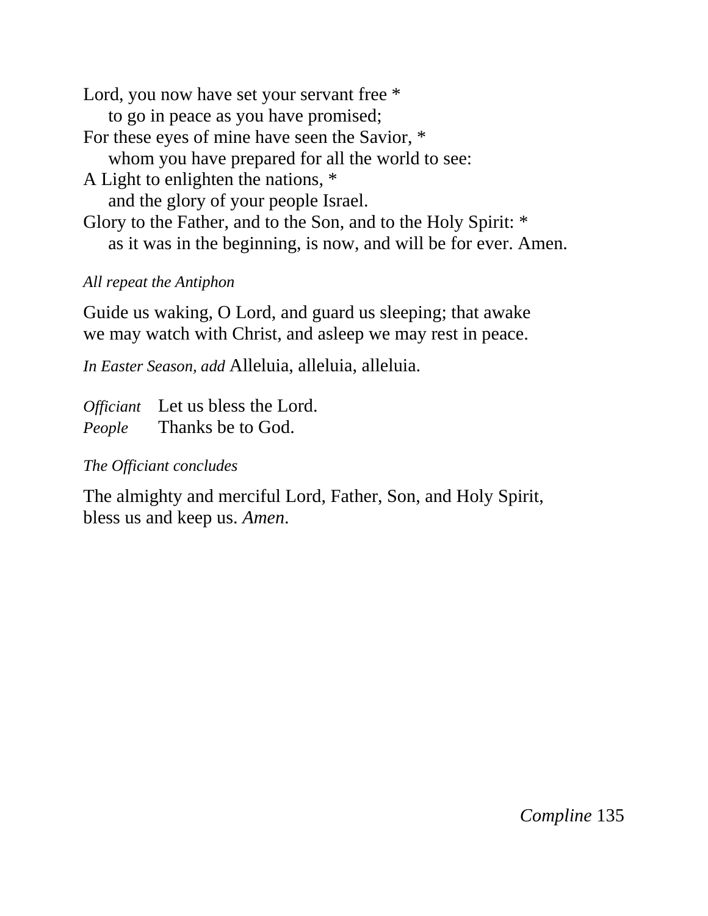Lord, you now have set your servant free *
    to go in peace as you have promised;
For these eyes of mine have seen the Savior, *
    whom you have prepared for all the world to see:
A Light to enlighten the nations, *
    and the glory of your people Israel.
Glory to the Father, and to the Son, and to the Holy Spirit: *
    as it was in the beginning, is now, and will be for ever. Amen.

*All repeat the Antiphon*

Guide us waking, O Lord, and guard us sleeping; that awake we may watch with Christ, and asleep we may rest in peace.

*In Easter Season, add* Alleluia, alleluia, alleluia.

*Officiant* Let us bless the Lord.
*People* Thanks be to God.

*The Officiant concludes*

The almighty and merciful Lord, Father, Son, and Holy Spirit, bless us and keep us. *Amen.*